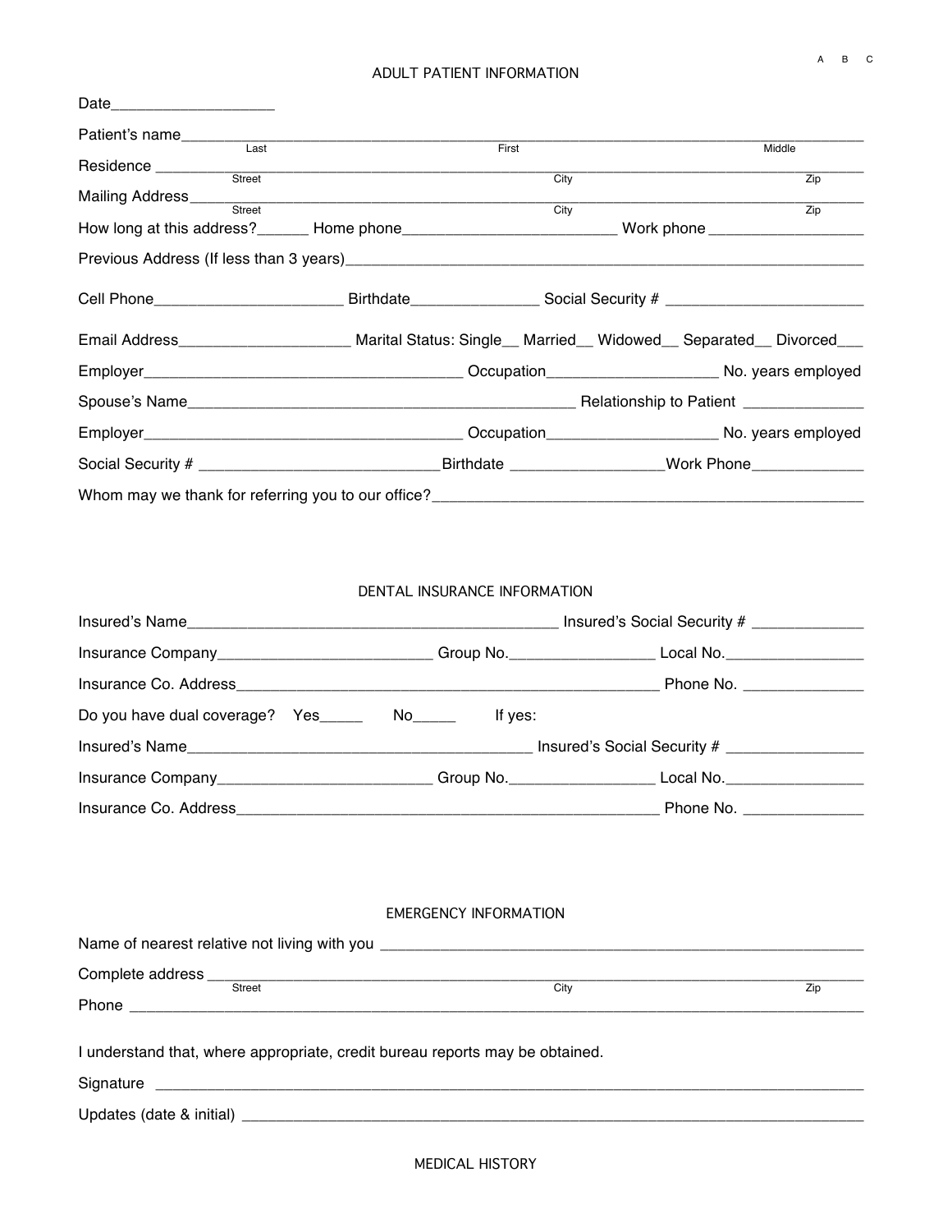A B C

## ADULT PATIENT INFORMATION

Date___________________

Patient's name_____________________________________________________________________________
Last First Middle

Residence _________________________________________________________________________________
Street City Zip

Mailing Address____________________________________________________________________________
Street City Zip

How long at this address?______ Home phone_________________________ Work phone _________________

Previous Address (If less than 3 years)______________________________________________________________

Cell Phone______________________ Birthdate_______________ Social Security # ________________________

Email Address____________________ Marital Status: Single__ Married__ Widowed__ Separated__ Divorced___

Employer_____________________________________ Occupation____________________ No. years employed

Spouse's Name______________________________________________ Relationship to Patient ______________

Employer_____________________________________ Occupation____________________ No. years employed

Social Security # ____________________________Birthdate _________________Work Phone_____________

Whom may we thank for referring you to our office?_______________________________________________

## DENTAL INSURANCE INFORMATION

Insured's Name___________________________________________ Insured's Social Security # _____________

Insurance Company_________________________ Group No._________________ Local No.________________

Insurance Co. Address__________________________________________________ Phone No. ______________

Do you have dual coverage? Yes_____ No_____ If yes:

Insured's Name________________________________________ Insured's Social Security # ________________

Insurance Company_________________________ Group No._________________ Local No.________________

Insurance Co. Address__________________________________________________ Phone No. ______________

## EMERGENCY INFORMATION

Name of nearest relative not living with you _________________________________________________________

Complete address __________________________________________________________________________
Street City Zip

Phone _____________________________________________________________________________________

I understand that, where appropriate, credit bureau reports may be obtained.

Signature __________________________________________________________________________________

Updates (date & initial) ______________________________________________________________________

## MEDICAL HISTORY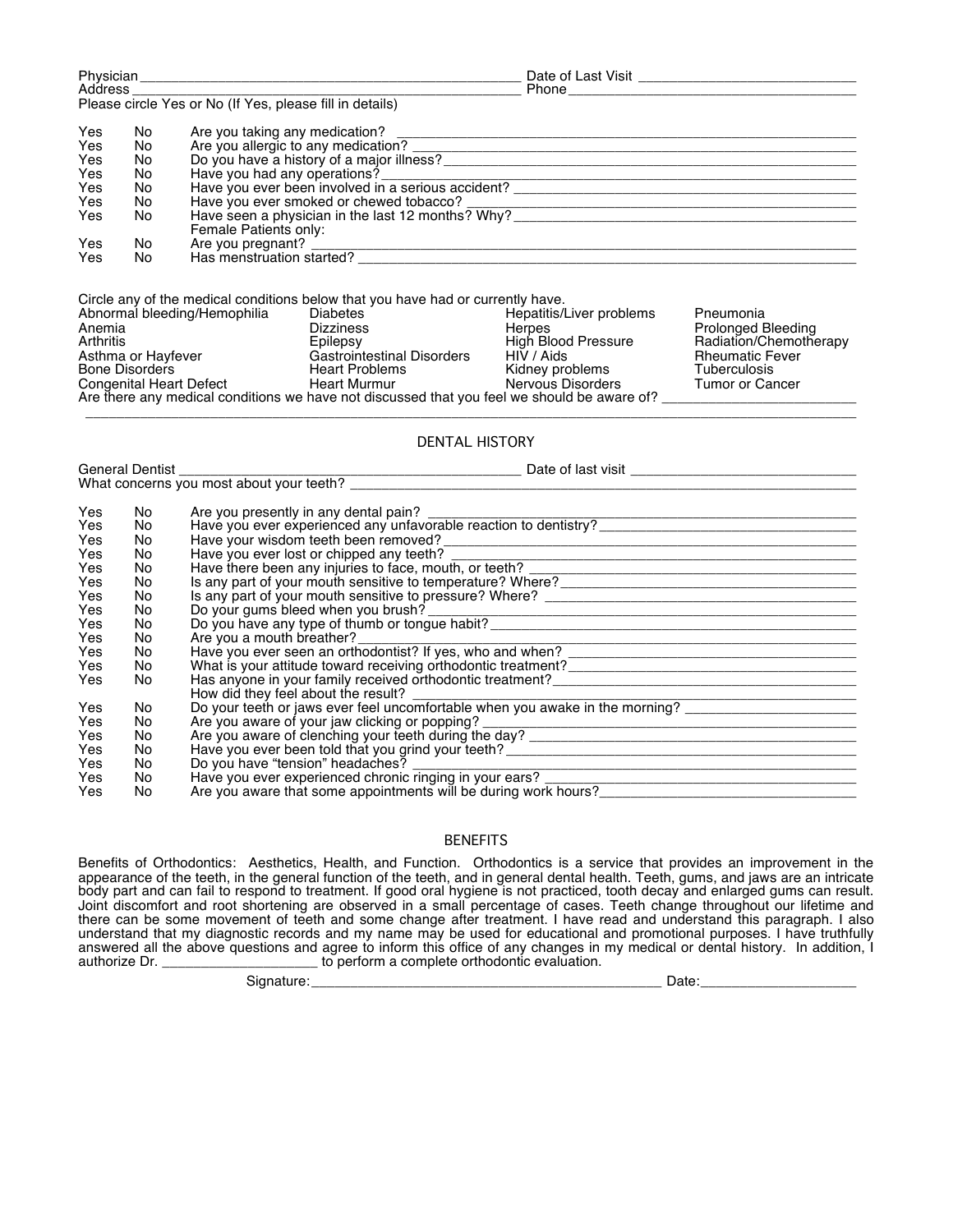Physician _______________________________________________ Date of Last Visit ___________________________
Address _______________________________________________ Phone ___________________________________

Please circle Yes or No (If Yes, please fill in details)

Yes No Are you taking any medication? ___________________________________________

Yes No Are you allergic to any medication? ___________________________________________

Yes No Do you have a history of a major illness? ___________________________________________

Yes No Have you had any operations? ___________________________________________

Yes No Have you ever been involved in a serious accident? ___________________________________________

Yes No Have you ever smoked or chewed tobacco? ___________________________________________

Yes No Have seen a physician in the last 12 months? Why? ___________________________________________

Female Patients only:

Yes No Are you pregnant? ___________________________________________

Yes No Has menstruation started? ___________________________________________

Circle any of the medical conditions below that you have had or currently have.

| | | | |
|---|---|---|---|
| Abnormal bleeding/Hemophilia | Diabetes | Hepatitis/Liver problems | Pneumonia |
| Anemia | Dizziness | Herpes | Prolonged Bleeding |
| Arthritis | Epilepsy | High Blood Pressure | Radiation/Chemotherapy |
| Asthma or Hayfever | Gastrointestinal Disorders | HIV / Aids | Rheumatic Fever |
| Bone Disorders | Heart Problems | Kidney problems | Tuberculosis |
| Congenital Heart Defect | Heart Murmur | Nervous Disorders | Tumor or Cancer |

Are there any medical conditions we have not discussed that you feel we should be aware of? ________________________
_______________________________________________________________________________________________

## DENTAL HISTORY

General Dentist _______________________________________________ Date of last visit ___________________________
What concerns you most about your teeth? ___________________________________________

Yes No Are you presently in any dental pain? ___________________________________________

Yes No Have you ever experienced any unfavorable reaction to dentistry? ___________________________________________

Yes No Have your wisdom teeth been removed? ___________________________________________

Yes No Have you ever lost or chipped any teeth? ___________________________________________

Yes No Have there been any injuries to face, mouth, or teeth? ___________________________________________

Yes No Is any part of your mouth sensitive to temperature? Where? ___________________________________________

Yes No Is any part of your mouth sensitive to pressure? Where? ___________________________________________

Yes No Do your gums bleed when you brush? ___________________________________________

Yes No Do you have any type of thumb or tongue habit? ___________________________________________

Yes No Are you a mouth breather? ___________________________________________

Yes No Have you ever seen an orthodontist? If yes, who and when? ___________________________________________

Yes No What is your attitude toward receiving orthodontic treatment? ___________________________________________

Yes No Has anyone in your family received orthodontic treatment? ___________________________________________

How did they feel about the result? ___________________________________________

Yes No Do your teeth or jaws ever feel uncomfortable when you awake in the morning? ___________________________

Yes No Are you aware of your jaw clicking or popping? ___________________________________________

Yes No Are you aware of clenching your teeth during the day? ___________________________________________

Yes No Have you ever been told that you grind your teeth? ___________________________________________

Yes No Do you have "tension" headaches? ___________________________________________

Yes No Have you ever experienced chronic ringing in your ears? ___________________________________________

Yes No Are you aware that some appointments will be during work hours? ___________________________________________

## BENEFITS

Benefits of Orthodontics: Aesthetics, Health, and Function. Orthodontics is a service that provides an improvement in the appearance of the teeth, in the general function of the teeth, and in general dental health. Teeth, gums, and jaws are an intricate body part and can fail to respond to treatment. If good oral hygiene is not practiced, tooth decay and enlarged gums can result. Joint discomfort and root shortening are observed in a small percentage of cases. Teeth change throughout our lifetime and there can be some movement of teeth and some change after treatment. I have read and understand this paragraph. I also understand that my diagnostic records and my name may be used for educational and promotional purposes. I have truthfully answered all the above questions and agree to inform this office of any changes in my medical or dental history. In addition, I authorize Dr. ____________________ to perform a complete orthodontic evaluation.

Signature: _______________________________________________ Date: ____________________